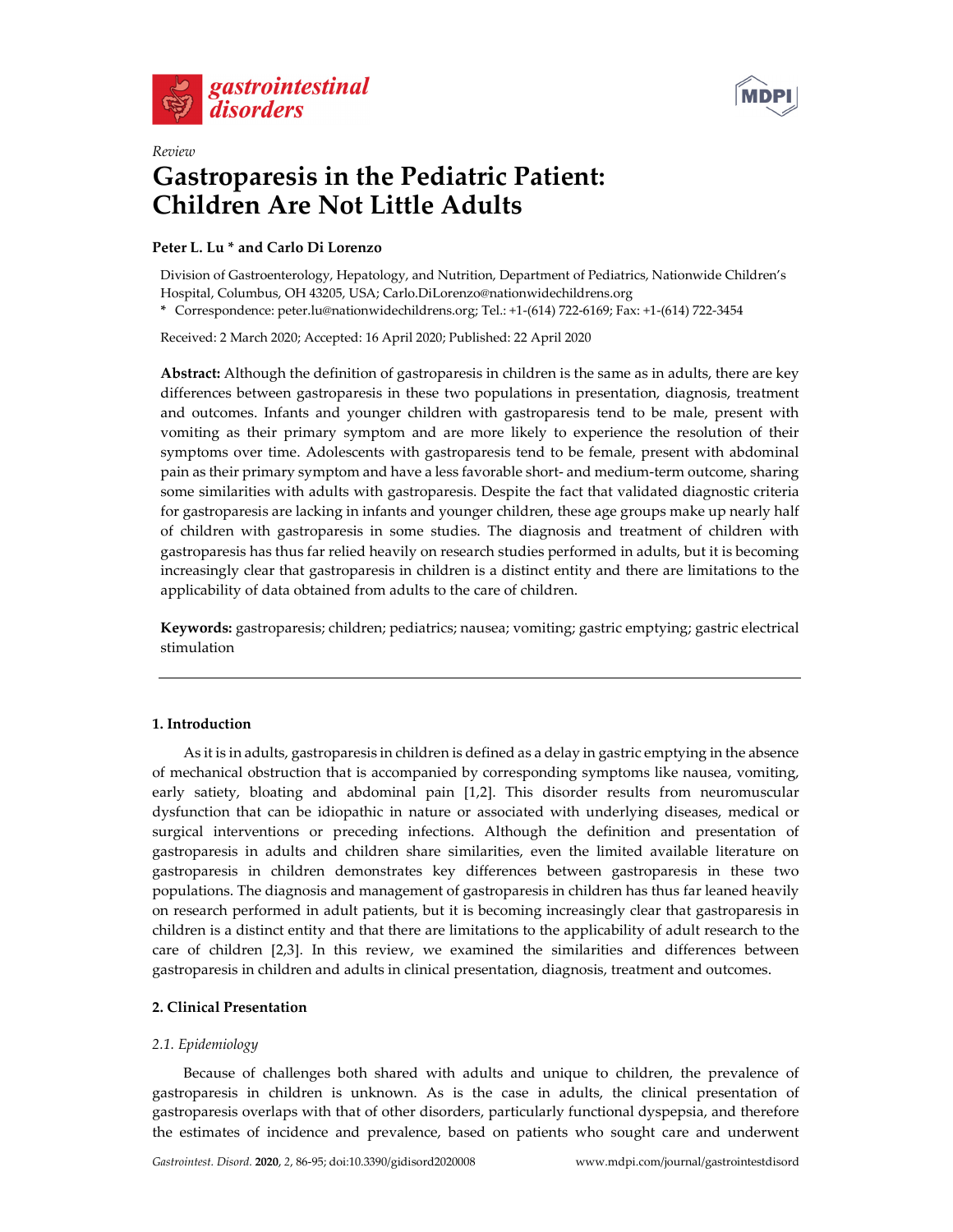Review

# Gastroparesis in the Pediatric Patient: Children Are Not Little Adults

**Peter L. Lu * and Carlo Di Lorenzo**

Division of Gastroenterology, Hepatology, and Nutrition, Department of Pediatrics, Nationwide Children's Hospital, Columbus, OH 43205, USA; Carlo.DiLorenzo@nationwidechildrens.org

* Correspondence: peter.lu@nationwidechildrens.org; Tel.: +1-(614) 722-6169; Fax: +1-(614) 722-3454

Received: 2 March 2020; Accepted: 16 April 2020; Published: 22 April 2020

**Abstract:** Although the definition of gastroparesis in children is the same as in adults, there are key differences between gastroparesis in these two populations in presentation, diagnosis, treatment and outcomes. Infants and younger children with gastroparesis tend to be male, present with vomiting as their primary symptom and are more likely to experience the resolution of their symptoms over time. Adolescents with gastroparesis tend to be female, present with abdominal pain as their primary symptom and have a less favorable short- and medium-term outcome, sharing some similarities with adults with gastroparesis. Despite the fact that validated diagnostic criteria for gastroparesis are lacking in infants and younger children, these age groups make up nearly half of children with gastroparesis in some studies. The diagnosis and treatment of children with gastroparesis has thus far relied heavily on research studies performed in adults, but it is becoming increasingly clear that gastroparesis in children is a distinct entity and there are limitations to the applicability of data obtained from adults to the care of children.

**Keywords:** gastroparesis; children; pediatrics; nausea; vomiting; gastric emptying; gastric electrical stimulation

## 1. Introduction

As it is in adults, gastroparesis in children is defined as a delay in gastric emptying in the absence of mechanical obstruction that is accompanied by corresponding symptoms like nausea, vomiting, early satiety, bloating and abdominal pain [1,2]. This disorder results from neuromuscular dysfunction that can be idiopathic in nature or associated with underlying diseases, medical or surgical interventions or preceding infections. Although the definition and presentation of gastroparesis in adults and children share similarities, even the limited available literature on gastroparesis in children demonstrates key differences between gastroparesis in these two populations. The diagnosis and management of gastroparesis in children has thus far leaned heavily on research performed in adult patients, but it is becoming increasingly clear that gastroparesis in children is a distinct entity and that there are limitations to the applicability of adult research to the care of children [2,3]. In this review, we examined the similarities and differences between gastroparesis in children and adults in clinical presentation, diagnosis, treatment and outcomes.

## 2. Clinical Presentation

### 2.1. Epidemiology

Because of challenges both shared with adults and unique to children, the prevalence of gastroparesis in children is unknown. As is the case in adults, the clinical presentation of gastroparesis overlaps with that of other disorders, particularly functional dyspepsia, and therefore the estimates of incidence and prevalence, based on patients who sought care and underwent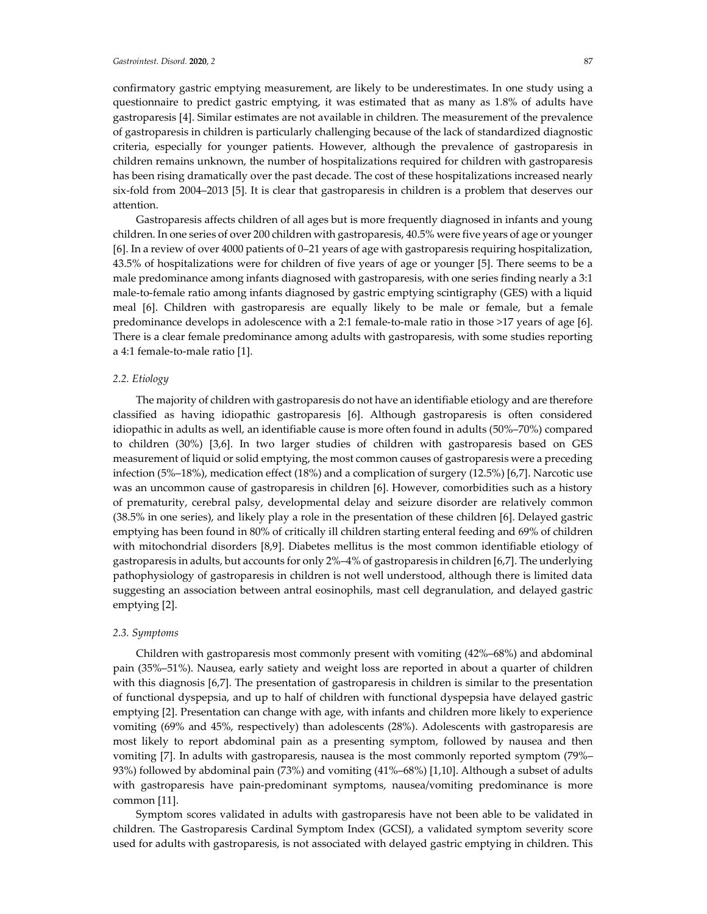confirmatory gastric emptying measurement, are likely to be underestimates. In one study using a questionnaire to predict gastric emptying, it was estimated that as many as 1.8% of adults have gastroparesis [4]. Similar estimates are not available in children. The measurement of the prevalence of gastroparesis in children is particularly challenging because of the lack of standardized diagnostic criteria, especially for younger patients. However, although the prevalence of gastroparesis in children remains unknown, the number of hospitalizations required for children with gastroparesis has been rising dramatically over the past decade. The cost of these hospitalizations increased nearly six-fold from 2004–2013 [5]. It is clear that gastroparesis in children is a problem that deserves our attention.

Gastroparesis affects children of all ages but is more frequently diagnosed in infants and young children. In one series of over 200 children with gastroparesis, 40.5% were five years of age or younger [6]. In a review of over 4000 patients of 0–21 years of age with gastroparesis requiring hospitalization, 43.5% of hospitalizations were for children of five years of age or younger [5]. There seems to be a male predominance among infants diagnosed with gastroparesis, with one series finding nearly a 3:1 male-to-female ratio among infants diagnosed by gastric emptying scintigraphy (GES) with a liquid meal [6]. Children with gastroparesis are equally likely to be male or female, but a female predominance develops in adolescence with a 2:1 female-to-male ratio in those >17 years of age [6]. There is a clear female predominance among adults with gastroparesis, with some studies reporting a 4:1 female-to-male ratio [1].

### 2.2. Etiology

The majority of children with gastroparesis do not have an identifiable etiology and are therefore classified as having idiopathic gastroparesis [6]. Although gastroparesis is often considered idiopathic in adults as well, an identifiable cause is more often found in adults (50%–70%) compared to children (30%) [3,6]. In two larger studies of children with gastroparesis based on GES measurement of liquid or solid emptying, the most common causes of gastroparesis were a preceding infection (5%–18%), medication effect (18%) and a complication of surgery (12.5%) [6,7]. Narcotic use was an uncommon cause of gastroparesis in children [6]. However, comorbidities such as a history of prematurity, cerebral palsy, developmental delay and seizure disorder are relatively common (38.5% in one series), and likely play a role in the presentation of these children [6]. Delayed gastric emptying has been found in 80% of critically ill children starting enteral feeding and 69% of children with mitochondrial disorders [8,9]. Diabetes mellitus is the most common identifiable etiology of gastroparesis in adults, but accounts for only 2%–4% of gastroparesis in children [6,7]. The underlying pathophysiology of gastroparesis in children is not well understood, although there is limited data suggesting an association between antral eosinophils, mast cell degranulation, and delayed gastric emptying [2].

### 2.3. Symptoms

Children with gastroparesis most commonly present with vomiting (42%–68%) and abdominal pain (35%–51%). Nausea, early satiety and weight loss are reported in about a quarter of children with this diagnosis [6,7]. The presentation of gastroparesis in children is similar to the presentation of functional dyspepsia, and up to half of children with functional dyspepsia have delayed gastric emptying [2]. Presentation can change with age, with infants and children more likely to experience vomiting (69% and 45%, respectively) than adolescents (28%). Adolescents with gastroparesis are most likely to report abdominal pain as a presenting symptom, followed by nausea and then vomiting [7]. In adults with gastroparesis, nausea is the most commonly reported symptom (79%–93%) followed by abdominal pain (73%) and vomiting (41%–68%) [1,10]. Although a subset of adults with gastroparesis have pain-predominant symptoms, nausea/vomiting predominance is more common [11].

Symptom scores validated in adults with gastroparesis have not been able to be validated in children. The Gastroparesis Cardinal Symptom Index (GCSI), a validated symptom severity score used for adults with gastroparesis, is not associated with delayed gastric emptying in children. This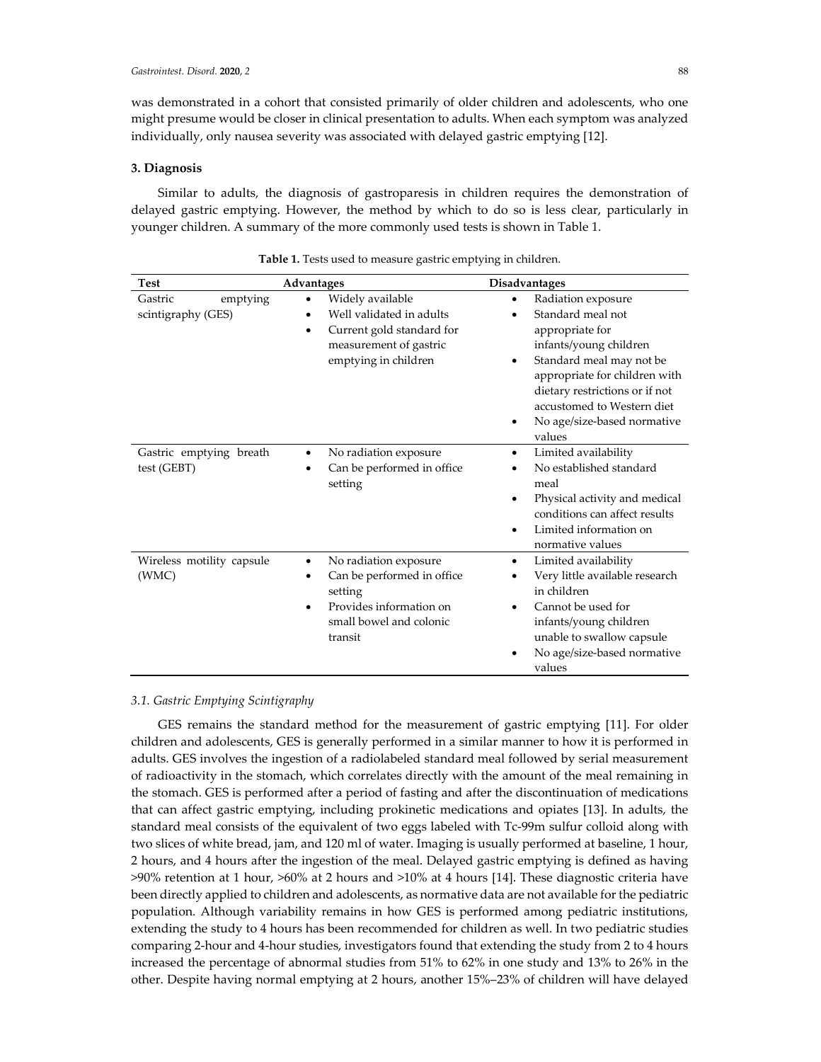was demonstrated in a cohort that consisted primarily of older children and adolescents, who one might presume would be closer in clinical presentation to adults. When each symptom was analyzed individually, only nausea severity was associated with delayed gastric emptying [12].

## 3. Diagnosis

Similar to adults, the diagnosis of gastroparesis in children requires the demonstration of delayed gastric emptying. However, the method by which to do so is less clear, particularly in younger children. A summary of the more commonly used tests is shown in Table 1.

**Table 1.** Tests used to measure gastric emptying in children.

| Test | Advantages | Disadvantages |
| --- | --- | --- |
| Gastric emptying scintigraphy (GES) | • Widely available<br>• Well validated in adults<br>• Current gold standard for measurement of gastric emptying in children | • Radiation exposure<br>• Standard meal not appropriate for infants/young children<br>• Standard meal may not be appropriate for children with dietary restrictions or if not accustomed to Western diet<br>• No age/size-based normative values |
| Gastric emptying breath test (GEBT) | • No radiation exposure<br>• Can be performed in office setting | • Limited availability<br>• No established standard meal<br>• Physical activity and medical conditions can affect results<br>• Limited information on normative values |
| Wireless motility capsule (WMC) | • No radiation exposure<br>• Can be performed in office setting<br>• Provides information on small bowel and colonic transit | • Limited availability<br>• Very little available research in children<br>• Cannot be used for infants/young children unable to swallow capsule<br>• No age/size-based normative values |

### *3.1. Gastric Emptying Scintigraphy*

GES remains the standard method for the measurement of gastric emptying [11]. For older children and adolescents, GES is generally performed in a similar manner to how it is performed in adults. GES involves the ingestion of a radiolabeled standard meal followed by serial measurement of radioactivity in the stomach, which correlates directly with the amount of the meal remaining in the stomach. GES is performed after a period of fasting and after the discontinuation of medications that can affect gastric emptying, including prokinetic medications and opiates [13]. In adults, the standard meal consists of the equivalent of two eggs labeled with Tc-99m sulfur colloid along with two slices of white bread, jam, and 120 ml of water. Imaging is usually performed at baseline, 1 hour, 2 hours, and 4 hours after the ingestion of the meal. Delayed gastric emptying is defined as having >90% retention at 1 hour, >60% at 2 hours and >10% at 4 hours [14]. These diagnostic criteria have been directly applied to children and adolescents, as normative data are not available for the pediatric population. Although variability remains in how GES is performed among pediatric institutions, extending the study to 4 hours has been recommended for children as well. In two pediatric studies comparing 2-hour and 4-hour studies, investigators found that extending the study from 2 to 4 hours increased the percentage of abnormal studies from 51% to 62% in one study and 13% to 26% in the other. Despite having normal emptying at 2 hours, another 15%–23% of children will have delayed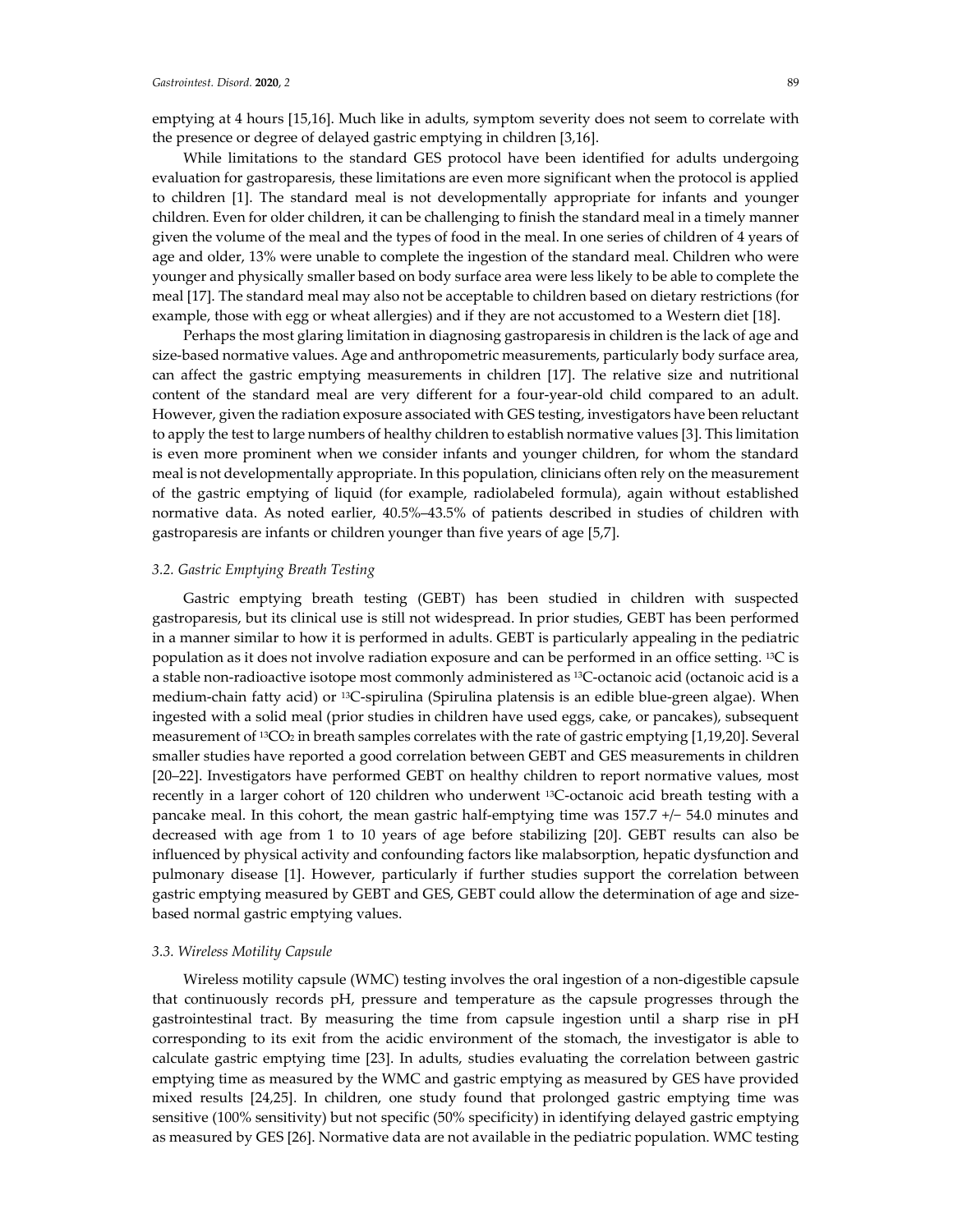emptying at 4 hours [15,16]. Much like in adults, symptom severity does not seem to correlate with the presence or degree of delayed gastric emptying in children [3,16].

While limitations to the standard GES protocol have been identified for adults undergoing evaluation for gastroparesis, these limitations are even more significant when the protocol is applied to children [1]. The standard meal is not developmentally appropriate for infants and younger children. Even for older children, it can be challenging to finish the standard meal in a timely manner given the volume of the meal and the types of food in the meal. In one series of children of 4 years of age and older, 13% were unable to complete the ingestion of the standard meal. Children who were younger and physically smaller based on body surface area were less likely to be able to complete the meal [17]. The standard meal may also not be acceptable to children based on dietary restrictions (for example, those with egg or wheat allergies) and if they are not accustomed to a Western diet [18].

Perhaps the most glaring limitation in diagnosing gastroparesis in children is the lack of age and size-based normative values. Age and anthropometric measurements, particularly body surface area, can affect the gastric emptying measurements in children [17]. The relative size and nutritional content of the standard meal are very different for a four-year-old child compared to an adult. However, given the radiation exposure associated with GES testing, investigators have been reluctant to apply the test to large numbers of healthy children to establish normative values [3]. This limitation is even more prominent when we consider infants and younger children, for whom the standard meal is not developmentally appropriate. In this population, clinicians often rely on the measurement of the gastric emptying of liquid (for example, radiolabeled formula), again without established normative data. As noted earlier, 40.5%–43.5% of patients described in studies of children with gastroparesis are infants or children younger than five years of age [5,7].

### *3.2. Gastric Emptying Breath Testing*

Gastric emptying breath testing (GEBT) has been studied in children with suspected gastroparesis, but its clinical use is still not widespread. In prior studies, GEBT has been performed in a manner similar to how it is performed in adults. GEBT is particularly appealing in the pediatric population as it does not involve radiation exposure and can be performed in an office setting. $^{13}C$ is a stable non-radioactive isotope most commonly administered as $^{13}C$-octanoic acid (octanoic acid is a medium-chain fatty acid) or $^{13}C$-spirulina (Spirulina platensis is an edible blue-green algae). When ingested with a solid meal (prior studies in children have used eggs, cake, or pancakes), subsequent measurement of $^{13}CO_2$ in breath samples correlates with the rate of gastric emptying [1,19,20]. Several smaller studies have reported a good correlation between GEBT and GES measurements in children [20–22]. Investigators have performed GEBT on healthy children to report normative values, most recently in a larger cohort of 120 children who underwent $^{13}C$-octanoic acid breath testing with a pancake meal. In this cohort, the mean gastric half-emptying time was 157.7 +/− 54.0 minutes and decreased with age from 1 to 10 years of age before stabilizing [20]. GEBT results can also be influenced by physical activity and confounding factors like malabsorption, hepatic dysfunction and pulmonary disease [1]. However, particularly if further studies support the correlation between gastric emptying measured by GEBT and GES, GEBT could allow the determination of age and size-based normal gastric emptying values.

### *3.3. Wireless Motility Capsule*

Wireless motility capsule (WMC) testing involves the oral ingestion of a non-digestible capsule that continuously records pH, pressure and temperature as the capsule progresses through the gastrointestinal tract. By measuring the time from capsule ingestion until a sharp rise in pH corresponding to its exit from the acidic environment of the stomach, the investigator is able to calculate gastric emptying time [23]. In adults, studies evaluating the correlation between gastric emptying time as measured by the WMC and gastric emptying as measured by GES have provided mixed results [24,25]. In children, one study found that prolonged gastric emptying time was sensitive (100% sensitivity) but not specific (50% specificity) in identifying delayed gastric emptying as measured by GES [26]. Normative data are not available in the pediatric population. WMC testing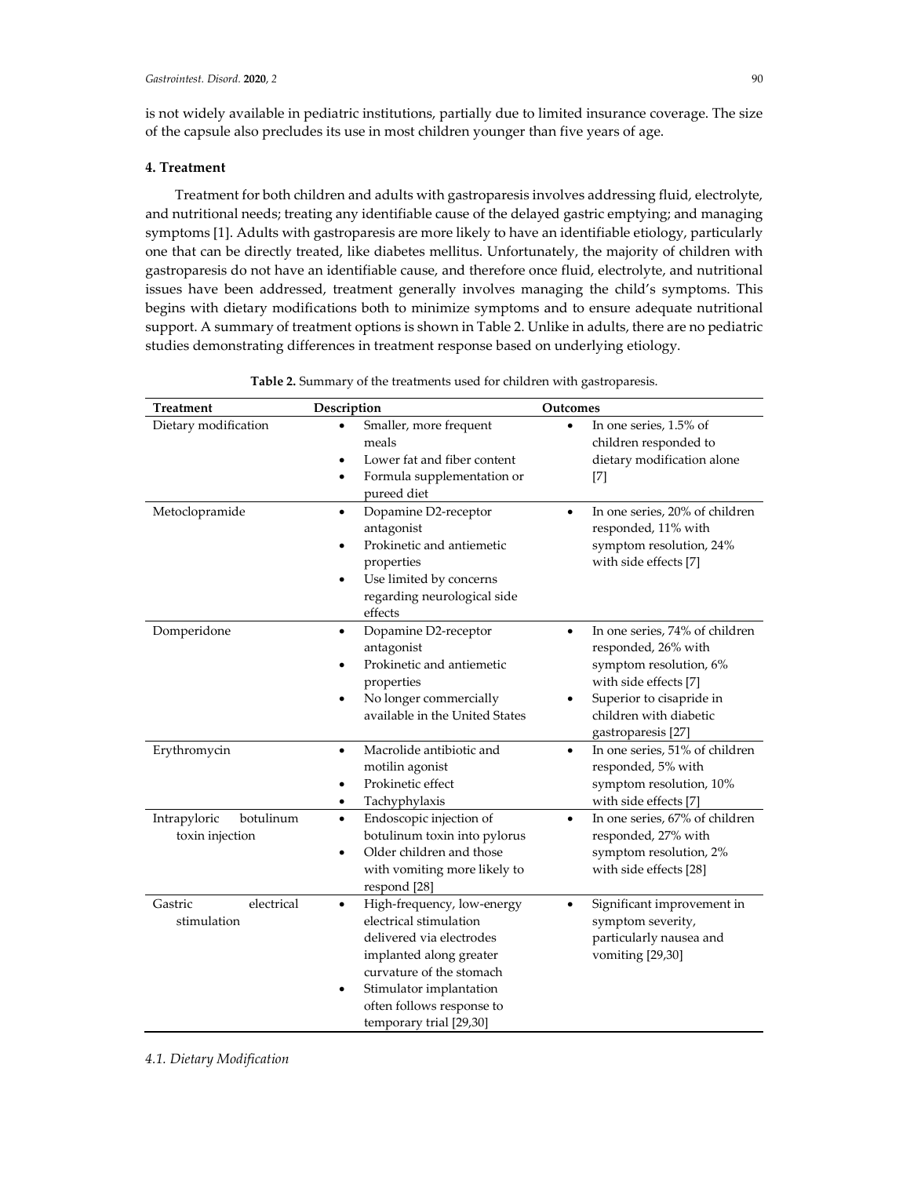is not widely available in pediatric institutions, partially due to limited insurance coverage. The size of the capsule also precludes its use in most children younger than five years of age.

## 4. Treatment

Treatment for both children and adults with gastroparesis involves addressing fluid, electrolyte, and nutritional needs; treating any identifiable cause of the delayed gastric emptying; and managing symptoms [1]. Adults with gastroparesis are more likely to have an identifiable etiology, particularly one that can be directly treated, like diabetes mellitus. Unfortunately, the majority of children with gastroparesis do not have an identifiable cause, and therefore once fluid, electrolyte, and nutritional issues have been addressed, treatment generally involves managing the child's symptoms. This begins with dietary modifications both to minimize symptoms and to ensure adequate nutritional support. A summary of treatment options is shown in Table 2. Unlike in adults, there are no pediatric studies demonstrating differences in treatment response based on underlying etiology.

**Table 2.** Summary of the treatments used for children with gastroparesis.

| Treatment | Description | Outcomes |
| --- | --- | --- |
| Dietary modification | • Smaller, more frequent meals<br>• Lower fat and fiber content<br>• Formula supplementation or pureed diet | • In one series, 1.5% of children responded to dietary modification alone [7] |
| Metoclopramide | • Dopamine D2-receptor antagonist<br>• Prokinetic and antiemetic properties<br>• Use limited by concerns regarding neurological side effects | • In one series, 20% of children responded, 11% with symptom resolution, 24% with side effects [7] |
| Domperidone | • Dopamine D2-receptor antagonist<br>• Prokinetic and antiemetic properties<br>• No longer commercially available in the United States | • In one series, 74% of children responded, 26% with symptom resolution, 6% with side effects [7]<br>• Superior to cisapride in children with diabetic gastroparesis [27] |
| Erythromycin | • Macrolide antibiotic and motilin agonist<br>• Prokinetic effect<br>• Tachyphylaxis | • In one series, 51% of children responded, 5% with symptom resolution, 10% with side effects [7] |
| Intrapyloric botulinum toxin injection | • Endoscopic injection of botulinum toxin into pylorus<br>• Older children and those with vomiting more likely to respond [28] | • In one series, 67% of children responded, 27% with symptom resolution, 2% with side effects [28] |
| Gastric electrical stimulation | • High-frequency, low-energy electrical stimulation delivered via electrodes implanted along greater curvature of the stomach<br>• Stimulator implantation often follows response to temporary trial [29,30] | • Significant improvement in symptom severity, particularly nausea and vomiting [29,30] |

### *4.1. Dietary Modification*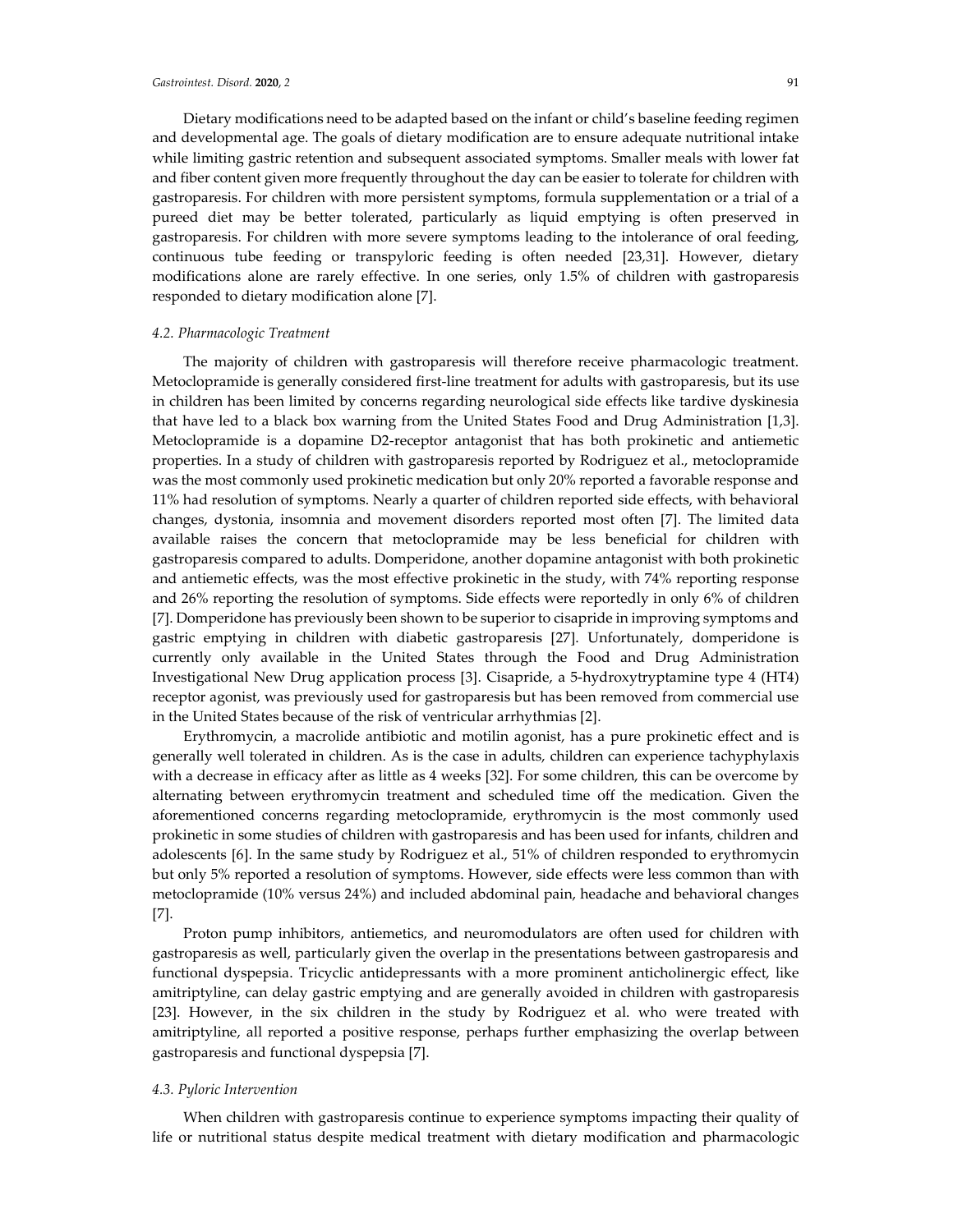Dietary modifications need to be adapted based on the infant or child's baseline feeding regimen and developmental age. The goals of dietary modification are to ensure adequate nutritional intake while limiting gastric retention and subsequent associated symptoms. Smaller meals with lower fat and fiber content given more frequently throughout the day can be easier to tolerate for children with gastroparesis. For children with more persistent symptoms, formula supplementation or a trial of a pureed diet may be better tolerated, particularly as liquid emptying is often preserved in gastroparesis. For children with more severe symptoms leading to the intolerance of oral feeding, continuous tube feeding or transpyloric feeding is often needed [23,31]. However, dietary modifications alone are rarely effective. In one series, only 1.5% of children with gastroparesis responded to dietary modification alone [7].

### *4.2. Pharmacologic Treatment*

The majority of children with gastroparesis will therefore receive pharmacologic treatment. Metoclopramide is generally considered first-line treatment for adults with gastroparesis, but its use in children has been limited by concerns regarding neurological side effects like tardive dyskinesia that have led to a black box warning from the United States Food and Drug Administration [1,3]. Metoclopramide is a dopamine D2-receptor antagonist that has both prokinetic and antiemetic properties. In a study of children with gastroparesis reported by Rodriguez et al., metoclopramide was the most commonly used prokinetic medication but only 20% reported a favorable response and 11% had resolution of symptoms. Nearly a quarter of children reported side effects, with behavioral changes, dystonia, insomnia and movement disorders reported most often [7]. The limited data available raises the concern that metoclopramide may be less beneficial for children with gastroparesis compared to adults. Domperidone, another dopamine antagonist with both prokinetic and antiemetic effects, was the most effective prokinetic in the study, with 74% reporting response and 26% reporting the resolution of symptoms. Side effects were reportedly in only 6% of children [7]. Domperidone has previously been shown to be superior to cisapride in improving symptoms and gastric emptying in children with diabetic gastroparesis [27]. Unfortunately, domperidone is currently only available in the United States through the Food and Drug Administration Investigational New Drug application process [3]. Cisapride, a 5-hydroxytryptamine type 4 (HT4) receptor agonist, was previously used for gastroparesis but has been removed from commercial use in the United States because of the risk of ventricular arrhythmias [2].

Erythromycin, a macrolide antibiotic and motilin agonist, has a pure prokinetic effect and is generally well tolerated in children. As is the case in adults, children can experience tachyphylaxis with a decrease in efficacy after as little as 4 weeks [32]. For some children, this can be overcome by alternating between erythromycin treatment and scheduled time off the medication. Given the aforementioned concerns regarding metoclopramide, erythromycin is the most commonly used prokinetic in some studies of children with gastroparesis and has been used for infants, children and adolescents [6]. In the same study by Rodriguez et al., 51% of children responded to erythromycin but only 5% reported a resolution of symptoms. However, side effects were less common than with metoclopramide (10% versus 24%) and included abdominal pain, headache and behavioral changes [7].

Proton pump inhibitors, antiemetics, and neuromodulators are often used for children with gastroparesis as well, particularly given the overlap in the presentations between gastroparesis and functional dyspepsia. Tricyclic antidepressants with a more prominent anticholinergic effect, like amitriptyline, can delay gastric emptying and are generally avoided in children with gastroparesis [23]. However, in the six children in the study by Rodriguez et al. who were treated with amitriptyline, all reported a positive response, perhaps further emphasizing the overlap between gastroparesis and functional dyspepsia [7].

### *4.3. Pyloric Intervention*

When children with gastroparesis continue to experience symptoms impacting their quality of life or nutritional status despite medical treatment with dietary modification and pharmacologic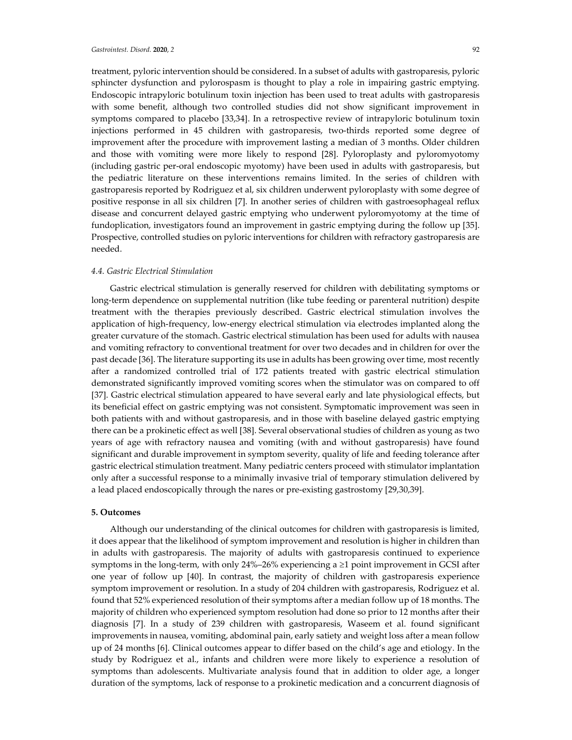treatment, pyloric intervention should be considered. In a subset of adults with gastroparesis, pyloric sphincter dysfunction and pylorospasm is thought to play a role in impairing gastric emptying. Endoscopic intrapyloric botulinum toxin injection has been used to treat adults with gastroparesis with some benefit, although two controlled studies did not show significant improvement in symptoms compared to placebo [33,34]. In a retrospective review of intrapyloric botulinum toxin injections performed in 45 children with gastroparesis, two-thirds reported some degree of improvement after the procedure with improvement lasting a median of 3 months. Older children and those with vomiting were more likely to respond [28]. Pyloroplasty and pyloromyotomy (including gastric per-oral endoscopic myotomy) have been used in adults with gastroparesis, but the pediatric literature on these interventions remains limited. In the series of children with gastroparesis reported by Rodriguez et al, six children underwent pyloroplasty with some degree of positive response in all six children [7]. In another series of children with gastroesophageal reflux disease and concurrent delayed gastric emptying who underwent pyloromyotomy at the time of fundoplication, investigators found an improvement in gastric emptying during the follow up [35]. Prospective, controlled studies on pyloric interventions for children with refractory gastroparesis are needed.

### 4.4. Gastric Electrical Stimulation

Gastric electrical stimulation is generally reserved for children with debilitating symptoms or long-term dependence on supplemental nutrition (like tube feeding or parenteral nutrition) despite treatment with the therapies previously described. Gastric electrical stimulation involves the application of high-frequency, low-energy electrical stimulation via electrodes implanted along the greater curvature of the stomach. Gastric electrical stimulation has been used for adults with nausea and vomiting refractory to conventional treatment for over two decades and in children for over the past decade [36]. The literature supporting its use in adults has been growing over time, most recently after a randomized controlled trial of 172 patients treated with gastric electrical stimulation demonstrated significantly improved vomiting scores when the stimulator was on compared to off [37]. Gastric electrical stimulation appeared to have several early and late physiological effects, but its beneficial effect on gastric emptying was not consistent. Symptomatic improvement was seen in both patients with and without gastroparesis, and in those with baseline delayed gastric emptying there can be a prokinetic effect as well [38]. Several observational studies of children as young as two years of age with refractory nausea and vomiting (with and without gastroparesis) have found significant and durable improvement in symptom severity, quality of life and feeding tolerance after gastric electrical stimulation treatment. Many pediatric centers proceed with stimulator implantation only after a successful response to a minimally invasive trial of temporary stimulation delivered by a lead placed endoscopically through the nares or pre-existing gastrostomy [29,30,39].

## 5. Outcomes

Although our understanding of the clinical outcomes for children with gastroparesis is limited, it does appear that the likelihood of symptom improvement and resolution is higher in children than in adults with gastroparesis. The majority of adults with gastroparesis continued to experience symptoms in the long-term, with only 24%–26% experiencing a ≥1 point improvement in GCSI after one year of follow up [40]. In contrast, the majority of children with gastroparesis experience symptom improvement or resolution. In a study of 204 children with gastroparesis, Rodriguez et al. found that 52% experienced resolution of their symptoms after a median follow up of 18 months. The majority of children who experienced symptom resolution had done so prior to 12 months after their diagnosis [7]. In a study of 239 children with gastroparesis, Waseem et al. found significant improvements in nausea, vomiting, abdominal pain, early satiety and weight loss after a mean follow up of 24 months [6]. Clinical outcomes appear to differ based on the child's age and etiology. In the study by Rodriguez et al., infants and children were more likely to experience a resolution of symptoms than adolescents. Multivariate analysis found that in addition to older age, a longer duration of the symptoms, lack of response to a prokinetic medication and a concurrent diagnosis of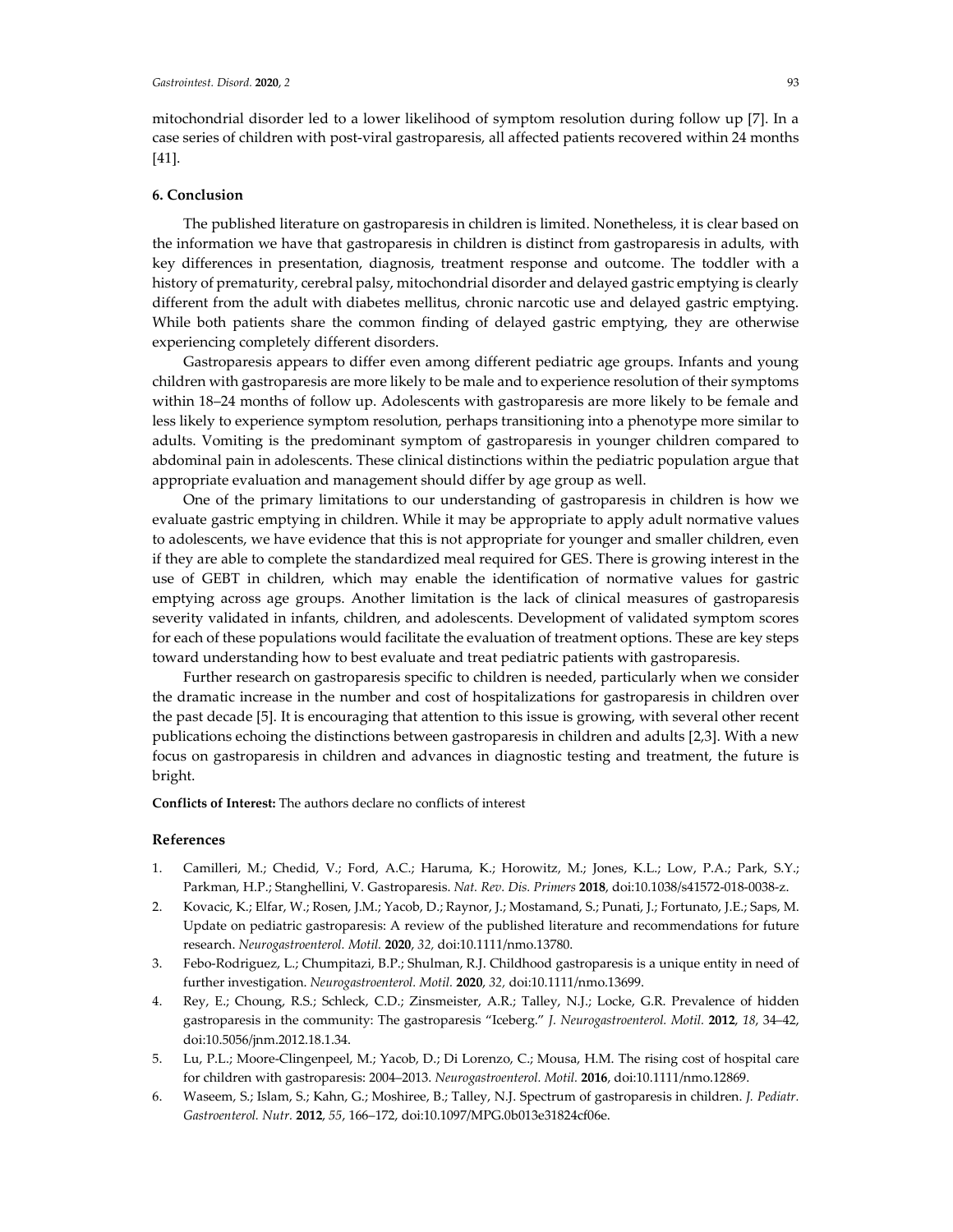mitochondrial disorder led to a lower likelihood of symptom resolution during follow up [7]. In a case series of children with post-viral gastroparesis, all affected patients recovered within 24 months [41].

## 6. Conclusion

The published literature on gastroparesis in children is limited. Nonetheless, it is clear based on the information we have that gastroparesis in children is distinct from gastroparesis in adults, with key differences in presentation, diagnosis, treatment response and outcome. The toddler with a history of prematurity, cerebral palsy, mitochondrial disorder and delayed gastric emptying is clearly different from the adult with diabetes mellitus, chronic narcotic use and delayed gastric emptying. While both patients share the common finding of delayed gastric emptying, they are otherwise experiencing completely different disorders.

Gastroparesis appears to differ even among different pediatric age groups. Infants and young children with gastroparesis are more likely to be male and to experience resolution of their symptoms within 18–24 months of follow up. Adolescents with gastroparesis are more likely to be female and less likely to experience symptom resolution, perhaps transitioning into a phenotype more similar to adults. Vomiting is the predominant symptom of gastroparesis in younger children compared to abdominal pain in adolescents. These clinical distinctions within the pediatric population argue that appropriate evaluation and management should differ by age group as well.

One of the primary limitations to our understanding of gastroparesis in children is how we evaluate gastric emptying in children. While it may be appropriate to apply adult normative values to adolescents, we have evidence that this is not appropriate for younger and smaller children, even if they are able to complete the standardized meal required for GES. There is growing interest in the use of GEBT in children, which may enable the identification of normative values for gastric emptying across age groups. Another limitation is the lack of clinical measures of gastroparesis severity validated in infants, children, and adolescents. Development of validated symptom scores for each of these populations would facilitate the evaluation of treatment options. These are key steps toward understanding how to best evaluate and treat pediatric patients with gastroparesis.

Further research on gastroparesis specific to children is needed, particularly when we consider the dramatic increase in the number and cost of hospitalizations for gastroparesis in children over the past decade [5]. It is encouraging that attention to this issue is growing, with several other recent publications echoing the distinctions between gastroparesis in children and adults [2,3]. With a new focus on gastroparesis in children and advances in diagnostic testing and treatment, the future is bright.

**Conflicts of Interest:** The authors declare no conflicts of interest

## References

1. Camilleri, M.; Chedid, V.; Ford, A.C.; Haruma, K.; Horowitz, M.; Jones, K.L.; Low, P.A.; Park, S.Y.; Parkman, H.P.; Stanghellini, V. Gastroparesis. *Nat. Rev. Dis. Primers* **2018**, doi:10.1038/s41572-018-0038-z.
2. Kovacic, K.; Elfar, W.; Rosen, J.M.; Yacob, D.; Raynor, J.; Mostamand, S.; Punati, J.; Fortunato, J.E.; Saps, M. Update on pediatric gastroparesis: A review of the published literature and recommendations for future research. *Neurogastroenterol. Motil.* **2020**, *32,* doi:10.1111/nmo.13780.
3. Febo-Rodriguez, L.; Chumpitazi, B.P.; Shulman, R.J. Childhood gastroparesis is a unique entity in need of further investigation. *Neurogastroenterol. Motil.* **2020**, *32,* doi:10.1111/nmo.13699.
4. Rey, E.; Choung, R.S.; Schleck, C.D.; Zinsmeister, A.R.; Talley, N.J.; Locke, G.R. Prevalence of hidden gastroparesis in the community: The gastroparesis "Iceberg." *J. Neurogastroenterol. Motil.* **2012**, *18*, 34–42, doi:10.5056/jnm.2012.18.1.34.
5. Lu, P.L.; Moore-Clingenpeel, M.; Yacob, D.; Di Lorenzo, C.; Mousa, H.M. The rising cost of hospital care for children with gastroparesis: 2004–2013. *Neurogastroenterol. Motil.* **2016**, doi:10.1111/nmo.12869.
6. Waseem, S.; Islam, S.; Kahn, G.; Moshiree, B.; Talley, N.J. Spectrum of gastroparesis in children. *J. Pediatr. Gastroenterol. Nutr.* **2012**, *55*, 166–172, doi:10.1097/MPG.0b013e31824cf06e.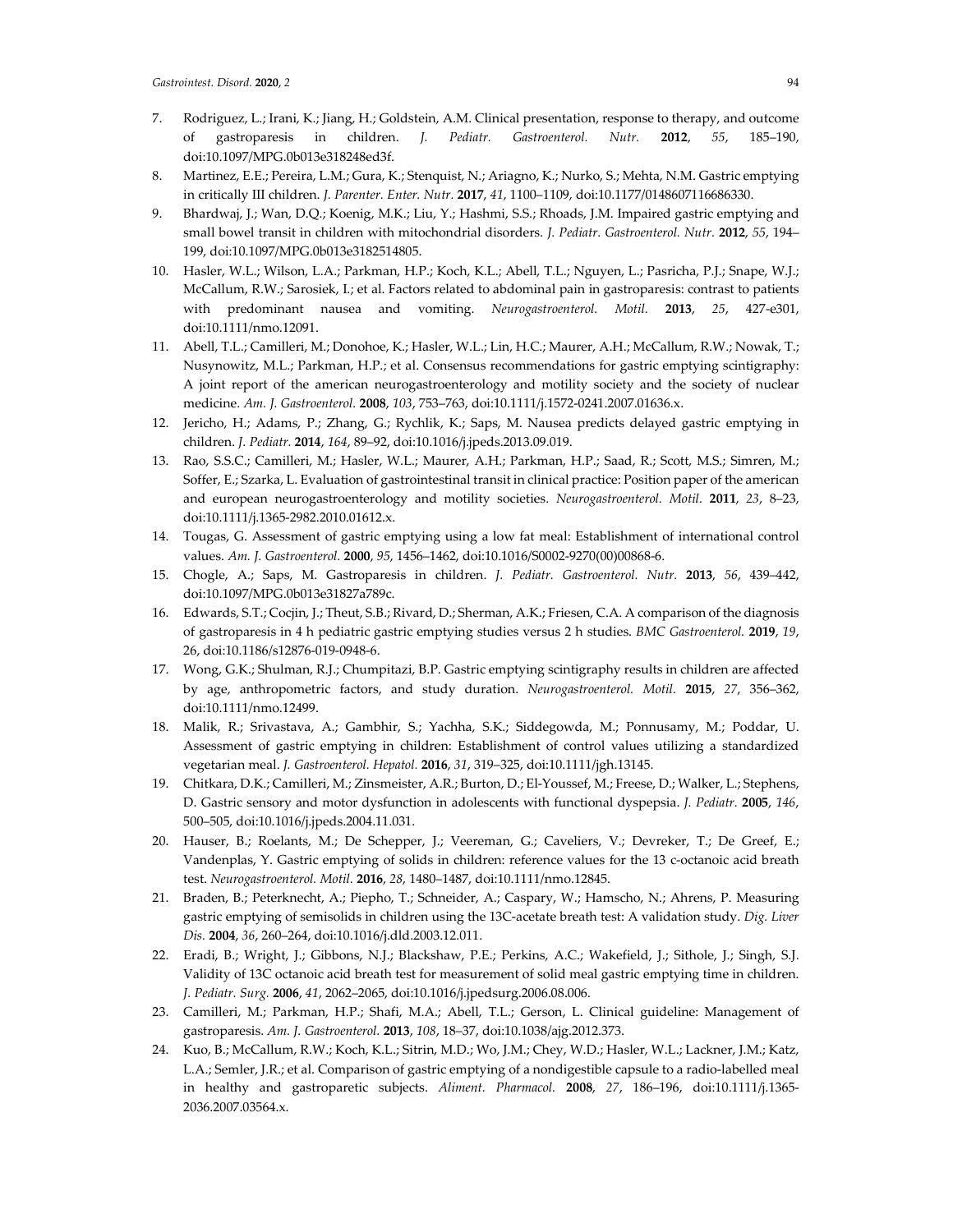7. Rodriguez, L.; Irani, K.; Jiang, H.; Goldstein, A.M. Clinical presentation, response to therapy, and outcome of gastroparesis in children. *J. Pediatr. Gastroenterol. Nutr.* **2012**, *55*, 185–190, doi:10.1097/MPG.0b013e318248ed3f.
8. Martinez, E.E.; Pereira, L.M.; Gura, K.; Stenquist, N.; Ariagno, K.; Nurko, S.; Mehta, N.M. Gastric emptying in critically Ill children. *J. Parenter. Enter. Nutr.* **2017**, *41*, 1100–1109, doi:10.1177/0148607116686330.
9. Bhardwaj, J.; Wan, D.Q.; Koenig, M.K.; Liu, Y.; Hashmi, S.S.; Rhoads, J.M. Impaired gastric emptying and small bowel transit in children with mitochondrial disorders. *J. Pediatr. Gastroenterol. Nutr.* **2012**, *55*, 194–199, doi:10.1097/MPG.0b013e3182514805.
10. Hasler, W.L.; Wilson, L.A.; Parkman, H.P.; Koch, K.L.; Abell, T.L.; Nguyen, L.; Pasricha, P.J.; Snape, W.J.; McCallum, R.W.; Sarosiek, I.; et al. Factors related to abdominal pain in gastroparesis: contrast to patients with predominant nausea and vomiting. *Neurogastroenterol. Motil.* **2013**, *25*, 427-e301, doi:10.1111/nmo.12091.
11. Abell, T.L.; Camilleri, M.; Donohoe, K.; Hasler, W.L.; Lin, H.C.; Maurer, A.H.; McCallum, R.W.; Nowak, T.; Nusynowitz, M.L.; Parkman, H.P.; et al. Consensus recommendations for gastric emptying scintigraphy: A joint report of the american neurogastroenterology and motility society and the society of nuclear medicine. *Am. J. Gastroenterol.* **2008**, *103*, 753–763, doi:10.1111/j.1572-0241.2007.01636.x.
12. Jericho, H.; Adams, P.; Zhang, G.; Rychlik, K.; Saps, M. Nausea predicts delayed gastric emptying in children. *J. Pediatr.* **2014**, *164*, 89–92, doi:10.1016/j.jpeds.2013.09.019.
13. Rao, S.S.C.; Camilleri, M.; Hasler, W.L.; Maurer, A.H.; Parkman, H.P.; Saad, R.; Scott, M.S.; Simren, M.; Soffer, E.; Szarka, L. Evaluation of gastrointestinal transit in clinical practice: Position paper of the american and european neurogastroenterology and motility societies. *Neurogastroenterol. Motil.* **2011**, *23*, 8–23, doi:10.1111/j.1365-2982.2010.01612.x.
14. Tougas, G. Assessment of gastric emptying using a low fat meal: Establishment of international control values. *Am. J. Gastroenterol.* **2000**, *95*, 1456–1462, doi:10.1016/S0002-9270(00)00868-6.
15. Chogle, A.; Saps, M. Gastroparesis in children. *J. Pediatr. Gastroenterol. Nutr.* **2013**, *56*, 439–442, doi:10.1097/MPG.0b013e31827a789c.
16. Edwards, S.T.; Cocjin, J.; Theut, S.B.; Rivard, D.; Sherman, A.K.; Friesen, C.A. A comparison of the diagnosis of gastroparesis in 4 h pediatric gastric emptying studies versus 2 h studies. *BMC Gastroenterol.* **2019**, *19*, 26, doi:10.1186/s12876-019-0948-6.
17. Wong, G.K.; Shulman, R.J.; Chumpitazi, B.P. Gastric emptying scintigraphy results in children are affected by age, anthropometric factors, and study duration. *Neurogastroenterol. Motil.* **2015**, *27*, 356–362, doi:10.1111/nmo.12499.
18. Malik, R.; Srivastava, A.; Gambhir, S.; Yachha, S.K.; Siddegowda, M.; Ponnusamy, M.; Poddar, U. Assessment of gastric emptying in children: Establishment of control values utilizing a standardized vegetarian meal. *J. Gastroenterol. Hepatol.* **2016**, *31*, 319–325, doi:10.1111/jgh.13145.
19. Chitkara, D.K.; Camilleri, M.; Zinsmeister, A.R.; Burton, D.; El-Youssef, M.; Freese, D.; Walker, L.; Stephens, D. Gastric sensory and motor dysfunction in adolescents with functional dyspepsia. *J. Pediatr.* **2005**, *146*, 500–505, doi:10.1016/j.jpeds.2004.11.031.
20. Hauser, B.; Roelants, M.; De Schepper, J.; Veereman, G.; Caveliers, V.; Devreker, T.; De Greef, E.; Vandenplas, Y. Gastric emptying of solids in children: reference values for the 13 c-octanoic acid breath test. *Neurogastroenterol. Motil.* **2016**, *28*, 1480–1487, doi:10.1111/nmo.12845.
21. Braden, B.; Peterknecht, A.; Piepho, T.; Schneider, A.; Caspary, W.; Hamscho, N.; Ahrens, P. Measuring gastric emptying of semisolids in children using the 13C-acetate breath test: A validation study. *Dig. Liver Dis.* **2004**, *36*, 260–264, doi:10.1016/j.dld.2003.12.011.
22. Eradi, B.; Wright, J.; Gibbons, N.J.; Blackshaw, P.E.; Perkins, A.C.; Wakefield, J.; Sithole, J.; Singh, S.J. Validity of 13C octanoic acid breath test for measurement of solid meal gastric emptying time in children. *J. Pediatr. Surg.* **2006**, *41*, 2062–2065, doi:10.1016/j.jpedsurg.2006.08.006.
23. Camilleri, M.; Parkman, H.P.; Shafi, M.A.; Abell, T.L.; Gerson, L. Clinical guideline: Management of gastroparesis. *Am. J. Gastroenterol.* **2013**, *108*, 18–37, doi:10.1038/ajg.2012.373.
24. Kuo, B.; McCallum, R.W.; Koch, K.L.; Sitrin, M.D.; Wo, J.M.; Chey, W.D.; Hasler, W.L.; Lackner, J.M.; Katz, L.A.; Semler, J.R.; et al. Comparison of gastric emptying of a nondigestible capsule to a radio-labelled meal in healthy and gastroparetic subjects. *Aliment. Pharmacol.* **2008**, *27*, 186–196, doi:10.1111/j.1365-2036.2007.03564.x.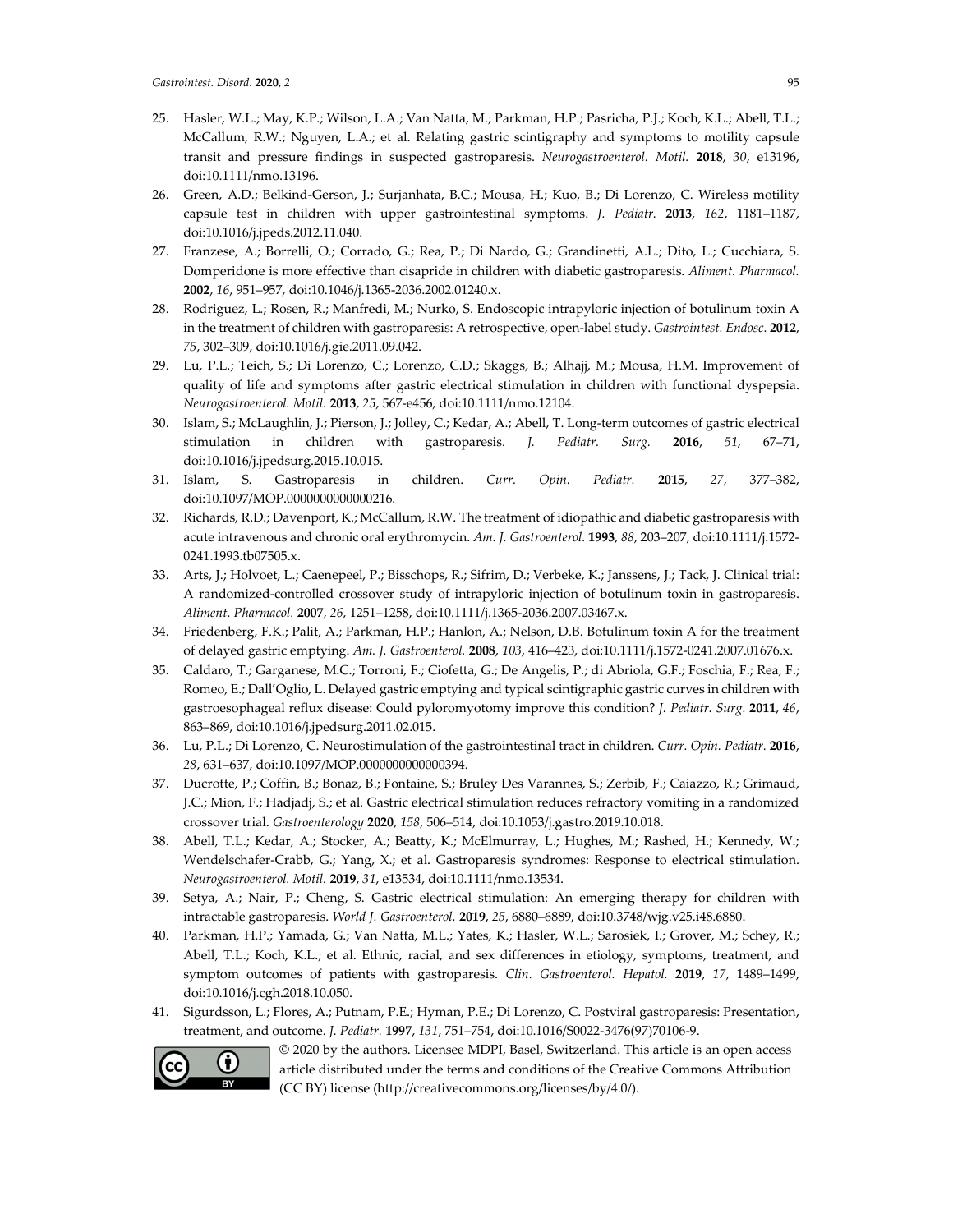25. Hasler, W.L.; May, K.P.; Wilson, L.A.; Van Natta, M.; Parkman, H.P.; Pasricha, P.J.; Koch, K.L.; Abell, T.L.; McCallum, R.W.; Nguyen, L.A.; et al. Relating gastric scintigraphy and symptoms to motility capsule transit and pressure findings in suspected gastroparesis. *Neurogastroenterol. Motil.* **2018**, *30*, e13196, doi:10.1111/nmo.13196.
26. Green, A.D.; Belkind-Gerson, J.; Surjanhata, B.C.; Mousa, H.; Kuo, B.; Di Lorenzo, C. Wireless motility capsule test in children with upper gastrointestinal symptoms. *J. Pediatr.* **2013**, *162*, 1181–1187, doi:10.1016/j.jpeds.2012.11.040.
27. Franzese, A.; Borrelli, O.; Corrado, G.; Rea, P.; Di Nardo, G.; Grandinetti, A.L.; Dito, L.; Cucchiara, S. Domperidone is more effective than cisapride in children with diabetic gastroparesis. *Aliment. Pharmacol.* **2002**, *16*, 951–957, doi:10.1046/j.1365-2036.2002.01240.x.
28. Rodriguez, L.; Rosen, R.; Manfredi, M.; Nurko, S. Endoscopic intrapyloric injection of botulinum toxin A in the treatment of children with gastroparesis: A retrospective, open-label study. *Gastrointest. Endosc.* **2012**, *75*, 302–309, doi:10.1016/j.gie.2011.09.042.
29. Lu, P.L.; Teich, S.; Di Lorenzo, C.; Lorenzo, C.D.; Skaggs, B.; Alhajj, M.; Mousa, H.M. Improvement of quality of life and symptoms after gastric electrical stimulation in children with functional dyspepsia. *Neurogastroenterol. Motil.* **2013**, *25*, 567-e456, doi:10.1111/nmo.12104.
30. Islam, S.; McLaughlin, J.; Pierson, J.; Jolley, C.; Kedar, A.; Abell, T. Long-term outcomes of gastric electrical stimulation in children with gastroparesis. *J. Pediatr. Surg.* **2016**, *51*, 67–71, doi:10.1016/j.jpedsurg.2015.10.015.
31. Islam, S. Gastroparesis in children. *Curr. Opin. Pediatr.* **2015**, *27*, 377–382, doi:10.1097/MOP.0000000000000216.
32. Richards, R.D.; Davenport, K.; McCallum, R.W. The treatment of idiopathic and diabetic gastroparesis with acute intravenous and chronic oral erythromycin. *Am. J. Gastroenterol.* **1993**, *88*, 203–207, doi:10.1111/j.1572-0241.1993.tb07505.x.
33. Arts, J.; Holvoet, L.; Caenepeel, P.; Bisschops, R.; Sifrim, D.; Verbeke, K.; Janssens, J.; Tack, J. Clinical trial: A randomized-controlled crossover study of intrapyloric injection of botulinum toxin in gastroparesis. *Aliment. Pharmacol.* **2007**, *26*, 1251–1258, doi:10.1111/j.1365-2036.2007.03467.x.
34. Friedenberg, F.K.; Palit, A.; Parkman, H.P.; Hanlon, A.; Nelson, D.B. Botulinum toxin A for the treatment of delayed gastric emptying. *Am. J. Gastroenterol.* **2008**, *103*, 416–423, doi:10.1111/j.1572-0241.2007.01676.x.
35. Caldaro, T.; Garganese, M.C.; Torroni, F.; Ciofetta, G.; De Angelis, P.; di Abriola, G.F.; Foschia, F.; Rea, F.; Romeo, E.; Dall'Oglio, L. Delayed gastric emptying and typical scintigraphic gastric curves in children with gastroesophageal reflux disease: Could pyloromyotomy improve this condition? *J. Pediatr. Surg.* **2011**, *46*, 863–869, doi:10.1016/j.jpedsurg.2011.02.015.
36. Lu, P.L.; Di Lorenzo, C. Neurostimulation of the gastrointestinal tract in children. *Curr. Opin. Pediatr.* **2016**, *28*, 631–637, doi:10.1097/MOP.0000000000000394.
37. Ducrotte, P.; Coffin, B.; Bonaz, B.; Fontaine, S.; Bruley Des Varannes, S.; Zerbib, F.; Caiazzo, R.; Grimaud, J.C.; Mion, F.; Hadjadj, S.; et al. Gastric electrical stimulation reduces refractory vomiting in a randomized crossover trial. *Gastroenterology* **2020**, *158*, 506–514, doi:10.1053/j.gastro.2019.10.018.
38. Abell, T.L.; Kedar, A.; Stocker, A.; Beatty, K.; McElmurray, L.; Hughes, M.; Rashed, H.; Kennedy, W.; Wendelschafer-Crabb, G.; Yang, X.; et al. Gastroparesis syndromes: Response to electrical stimulation. *Neurogastroenterol. Motil.* **2019**, *31*, e13534, doi:10.1111/nmo.13534.
39. Setya, A.; Nair, P.; Cheng, S. Gastric electrical stimulation: An emerging therapy for children with intractable gastroparesis. *World J. Gastroenterol.* **2019**, *25*, 6880–6889, doi:10.3748/wjg.v25.i48.6880.
40. Parkman, H.P.; Yamada, G.; Van Natta, M.L.; Yates, K.; Hasler, W.L.; Sarosiek, I.; Grover, M.; Schey, R.; Abell, T.L.; Koch, K.L.; et al. Ethnic, racial, and sex differences in etiology, symptoms, treatment, and symptom outcomes of patients with gastroparesis. *Clin. Gastroenterol. Hepatol.* **2019**, *17*, 1489–1499, doi:10.1016/j.cgh.2018.10.050.
41. Sigurdsson, L.; Flores, A.; Putnam, P.E.; Hyman, P.E.; Di Lorenzo, C. Postviral gastroparesis: Presentation, treatment, and outcome. *J. Pediatr.* **1997**, *131*, 751–754, doi:10.1016/S0022-3476(97)70106-9.

© 2020 by the authors. Licensee MDPI, Basel, Switzerland. This article is an open access article distributed under the terms and conditions of the Creative Commons Attribution (CC BY) license (http://creativecommons.org/licenses/by/4.0/).